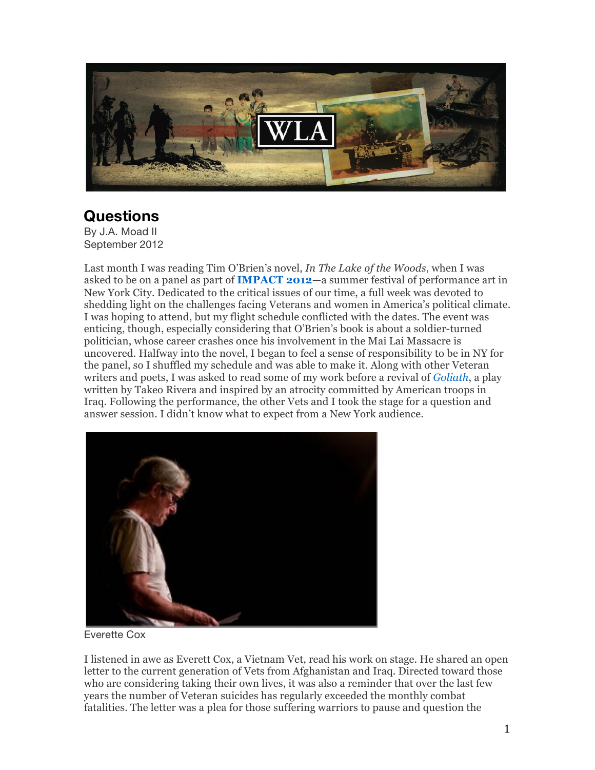# Questions

By J.A. Moad II
September 2012

Last month I was reading Tim O'Brien's novel, *In The Lake of the Woods*, when I was asked to be on a panel as part of **IMPACT 2012**—a summer festival of performance art in New York City. Dedicated to the critical issues of our time, a full week was devoted to shedding light on the challenges facing Veterans and women in America's political climate. I was hoping to attend, but my flight schedule conflicted with the dates. The event was enticing, though, especially considering that O'Brien's book is about a soldier-turned politician, whose career crashes once his involvement in the Mai Lai Massacre is uncovered. Halfway into the novel, I began to feel a sense of responsibility to be in NY for the panel, so I shuffled my schedule and was able to make it. Along with other Veteran writers and poets, I was asked to read some of my work before a revival of *Goliath*, a play written by Takeo Rivera and inspired by an atrocity committed by American troops in Iraq. Following the performance, the other Vets and I took the stage for a question and answer session. I didn't know what to expect from a New York audience.

Everette Cox

I listened in awe as Everett Cox, a Vietnam Vet, read his work on stage. He shared an open letter to the current generation of Vets from Afghanistan and Iraq. Directed toward those who are considering taking their own lives, it was also a reminder that over the last few years the number of Veteran suicides has regularly exceeded the monthly combat fatalities. The letter was a plea for those suffering warriors to pause and question the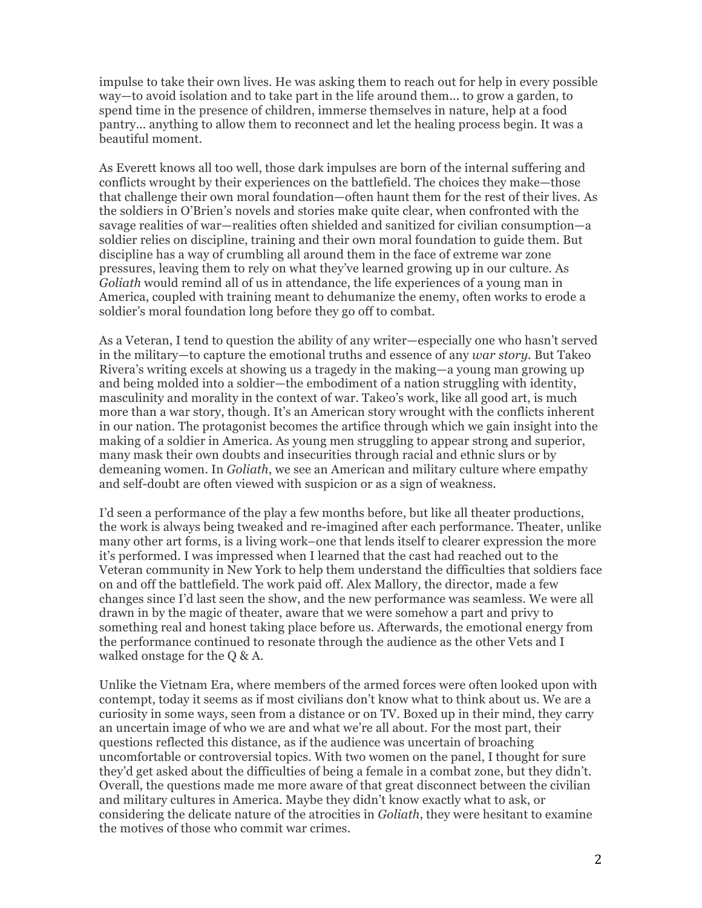impulse to take their own lives. He was asking them to reach out for help in every possible way—to avoid isolation and to take part in the life around them… to grow a garden, to spend time in the presence of children, immerse themselves in nature, help at a food pantry… anything to allow them to reconnect and let the healing process begin. It was a beautiful moment.

As Everett knows all too well, those dark impulses are born of the internal suffering and conflicts wrought by their experiences on the battlefield. The choices they make—those that challenge their own moral foundation—often haunt them for the rest of their lives. As the soldiers in O'Brien's novels and stories make quite clear, when confronted with the savage realities of war—realities often shielded and sanitized for civilian consumption—a soldier relies on discipline, training and their own moral foundation to guide them. But discipline has a way of crumbling all around them in the face of extreme war zone pressures, leaving them to rely on what they've learned growing up in our culture. As *Goliath* would remind all of us in attendance, the life experiences of a young man in America, coupled with training meant to dehumanize the enemy, often works to erode a soldier's moral foundation long before they go off to combat.

As a Veteran, I tend to question the ability of any writer—especially one who hasn't served in the military—to capture the emotional truths and essence of any *war story*. But Takeo Rivera's writing excels at showing us a tragedy in the making—a young man growing up and being molded into a soldier—the embodiment of a nation struggling with identity, masculinity and morality in the context of war. Takeo's work, like all good art, is much more than a war story, though. It's an American story wrought with the conflicts inherent in our nation. The protagonist becomes the artifice through which we gain insight into the making of a soldier in America. As young men struggling to appear strong and superior, many mask their own doubts and insecurities through racial and ethnic slurs or by demeaning women. In *Goliath*, we see an American and military culture where empathy and self-doubt are often viewed with suspicion or as a sign of weakness.

I'd seen a performance of the play a few months before, but like all theater productions, the work is always being tweaked and re-imagined after each performance. Theater, unlike many other art forms, is a living work–one that lends itself to clearer expression the more it's performed. I was impressed when I learned that the cast had reached out to the Veteran community in New York to help them understand the difficulties that soldiers face on and off the battlefield. The work paid off. Alex Mallory, the director, made a few changes since I'd last seen the show, and the new performance was seamless. We were all drawn in by the magic of theater, aware that we were somehow a part and privy to something real and honest taking place before us. Afterwards, the emotional energy from the performance continued to resonate through the audience as the other Vets and I walked onstage for the Q & A.

Unlike the Vietnam Era, where members of the armed forces were often looked upon with contempt, today it seems as if most civilians don't know what to think about us. We are a curiosity in some ways, seen from a distance or on TV. Boxed up in their mind, they carry an uncertain image of who we are and what we're all about. For the most part, their questions reflected this distance, as if the audience was uncertain of broaching uncomfortable or controversial topics. With two women on the panel, I thought for sure they'd get asked about the difficulties of being a female in a combat zone, but they didn't. Overall, the questions made me more aware of that great disconnect between the civilian and military cultures in America. Maybe they didn't know exactly what to ask, or considering the delicate nature of the atrocities in *Goliath*, they were hesitant to examine the motives of those who commit war crimes.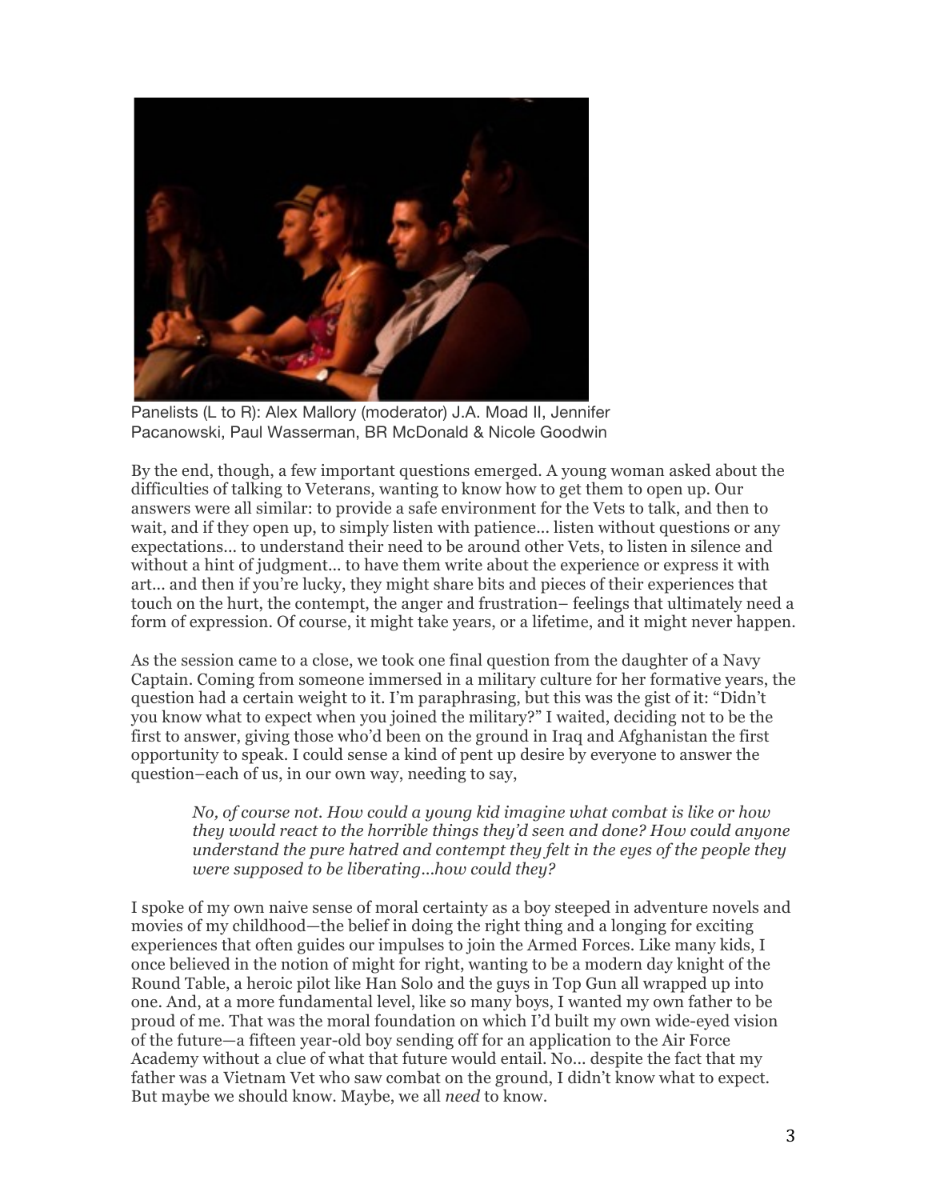Panelists (L to R): Alex Mallory (moderator) J.A. Moad II, Jennifer Pacanowski, Paul Wasserman, BR McDonald & Nicole Goodwin

By the end, though, a few important questions emerged. A young woman asked about the difficulties of talking to Veterans, wanting to know how to get them to open up. Our answers were all similar: to provide a safe environment for the Vets to talk, and then to wait, and if they open up, to simply listen with patience... listen without questions or any expectations... to understand their need to be around other Vets, to listen in silence and without a hint of judgment... to have them write about the experience or express it with art... and then if you're lucky, they might share bits and pieces of their experiences that touch on the hurt, the contempt, the anger and frustration– feelings that ultimately need a form of expression. Of course, it might take years, or a lifetime, and it might never happen.

As the session came to a close, we took one final question from the daughter of a Navy Captain. Coming from someone immersed in a military culture for her formative years, the question had a certain weight to it. I'm paraphrasing, but this was the gist of it: "Didn't you know what to expect when you joined the military?" I waited, deciding not to be the first to answer, giving those who'd been on the ground in Iraq and Afghanistan the first opportunity to speak. I could sense a kind of pent up desire by everyone to answer the question–each of us, in our own way, needing to say,

> *No, of course not. How could a young kid imagine what combat is like or how they would react to the horrible things they'd seen and done? How could anyone understand the pure hatred and contempt they felt in the eyes of the people they were supposed to be liberating…how could they?*

I spoke of my own naive sense of moral certainty as a boy steeped in adventure novels and movies of my childhood—the belief in doing the right thing and a longing for exciting experiences that often guides our impulses to join the Armed Forces. Like many kids, I once believed in the notion of might for right, wanting to be a modern day knight of the Round Table, a heroic pilot like Han Solo and the guys in Top Gun all wrapped up into one. And, at a more fundamental level, like so many boys, I wanted my own father to be proud of me. That was the moral foundation on which I'd built my own wide-eyed vision of the future—a fifteen year-old boy sending off for an application to the Air Force Academy without a clue of what that future would entail. No... despite the fact that my father was a Vietnam Vet who saw combat on the ground, I didn't know what to expect. But maybe we should know. Maybe, we all *need* to know.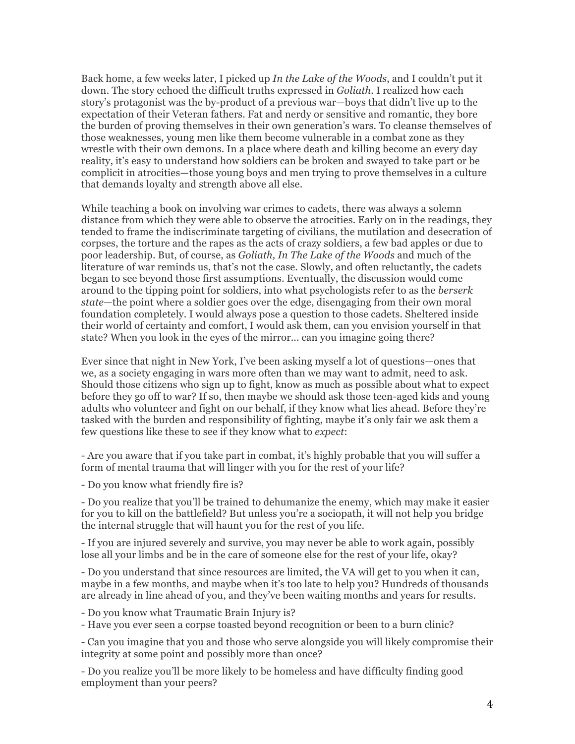Back home, a few weeks later, I picked up *In the Lake of the Woods*, and I couldn't put it down. The story echoed the difficult truths expressed in *Goliath*. I realized how each story's protagonist was the by-product of a previous war—boys that didn't live up to the expectation of their Veteran fathers. Fat and nerdy or sensitive and romantic, they bore the burden of proving themselves in their own generation's wars. To cleanse themselves of those weaknesses, young men like them become vulnerable in a combat zone as they wrestle with their own demons. In a place where death and killing become an every day reality, it's easy to understand how soldiers can be broken and swayed to take part or be complicit in atrocities—those young boys and men trying to prove themselves in a culture that demands loyalty and strength above all else.

While teaching a book on involving war crimes to cadets, there was always a solemn distance from which they were able to observe the atrocities. Early on in the readings, they tended to frame the indiscriminate targeting of civilians, the mutilation and desecration of corpses, the torture and the rapes as the acts of crazy soldiers, a few bad apples or due to poor leadership. But, of course, as *Goliath, In The Lake of the Woods* and much of the literature of war reminds us, that's not the case. Slowly, and often reluctantly, the cadets began to see beyond those first assumptions. Eventually, the discussion would come around to the tipping point for soldiers, into what psychologists refer to as the *berserk state*—the point where a soldier goes over the edge, disengaging from their own moral foundation completely. I would always pose a question to those cadets. Sheltered inside their world of certainty and comfort, I would ask them, can you envision yourself in that state? When you look in the eyes of the mirror... can you imagine going there?

Ever since that night in New York, I've been asking myself a lot of questions—ones that we, as a society engaging in wars more often than we may want to admit, need to ask. Should those citizens who sign up to fight, know as much as possible about what to expect before they go off to war? If so, then maybe we should ask those teen-aged kids and young adults who volunteer and fight on our behalf, if they know what lies ahead. Before they're tasked with the burden and responsibility of fighting, maybe it's only fair we ask them a few questions like these to see if they know what to *expect*:

- Are you aware that if you take part in combat, it's highly probable that you will suffer a form of mental trauma that will linger with you for the rest of your life?

- Do you know what friendly fire is?

- Do you realize that you'll be trained to dehumanize the enemy, which may make it easier for you to kill on the battlefield? But unless you're a sociopath, it will not help you bridge the internal struggle that will haunt you for the rest of you life.

- If you are injured severely and survive, you may never be able to work again, possibly lose all your limbs and be in the care of someone else for the rest of your life, okay?

- Do you understand that since resources are limited, the VA will get to you when it can, maybe in a few months, and maybe when it's too late to help you? Hundreds of thousands are already in line ahead of you, and they've been waiting months and years for results.

- Do you know what Traumatic Brain Injury is?
- Have you ever seen a corpse toasted beyond recognition or been to a burn clinic?

- Can you imagine that you and those who serve alongside you will likely compromise their integrity at some point and possibly more than once?

- Do you realize you'll be more likely to be homeless and have difficulty finding good employment than your peers?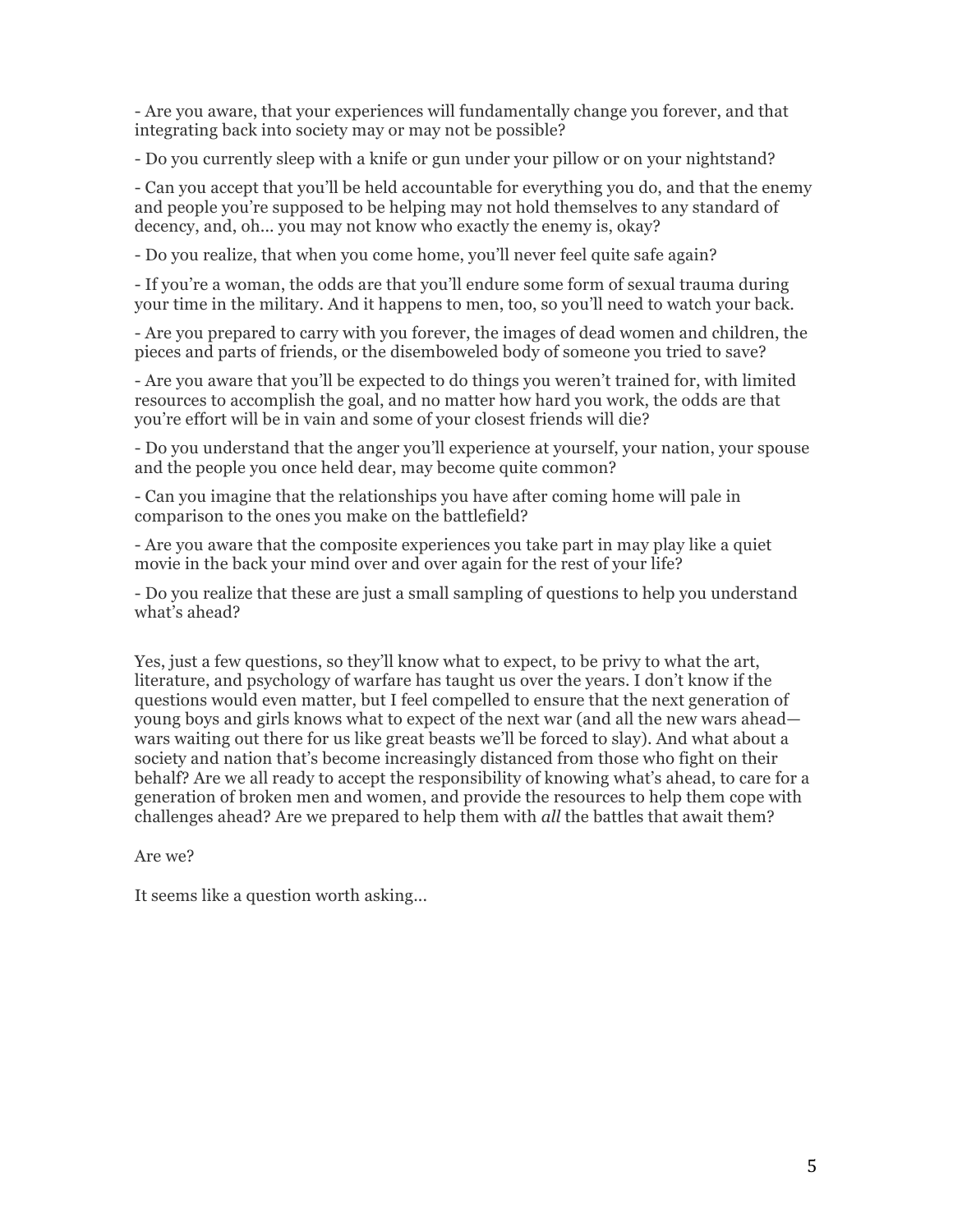- Are you aware, that your experiences will fundamentally change you forever, and that integrating back into society may or may not be possible?

- Do you currently sleep with a knife or gun under your pillow or on your nightstand?

- Can you accept that you'll be held accountable for everything you do, and that the enemy and people you're supposed to be helping may not hold themselves to any standard of decency, and, oh… you may not know who exactly the enemy is, okay?

- Do you realize, that when you come home, you'll never feel quite safe again?

- If you're a woman, the odds are that you'll endure some form of sexual trauma during your time in the military. And it happens to men, too, so you'll need to watch your back.

- Are you prepared to carry with you forever, the images of dead women and children, the pieces and parts of friends, or the disemboweled body of someone you tried to save?

- Are you aware that you'll be expected to do things you weren't trained for, with limited resources to accomplish the goal, and no matter how hard you work, the odds are that you're effort will be in vain and some of your closest friends will die?

- Do you understand that the anger you'll experience at yourself, your nation, your spouse and the people you once held dear, may become quite common?

- Can you imagine that the relationships you have after coming home will pale in comparison to the ones you make on the battlefield?

- Are you aware that the composite experiences you take part in may play like a quiet movie in the back your mind over and over again for the rest of your life?

- Do you realize that these are just a small sampling of questions to help you understand what's ahead?

Yes, just a few questions, so they'll know what to expect, to be privy to what the art, literature, and psychology of warfare has taught us over the years. I don't know if the questions would even matter, but I feel compelled to ensure that the next generation of young boys and girls knows what to expect of the next war (and all the new wars ahead—wars waiting out there for us like great beasts we'll be forced to slay). And what about a society and nation that's become increasingly distanced from those who fight on their behalf? Are we all ready to accept the responsibility of knowing what's ahead, to care for a generation of broken men and women, and provide the resources to help them cope with challenges ahead? Are we prepared to help them with *all* the battles that await them?

Are we?

It seems like a question worth asking…